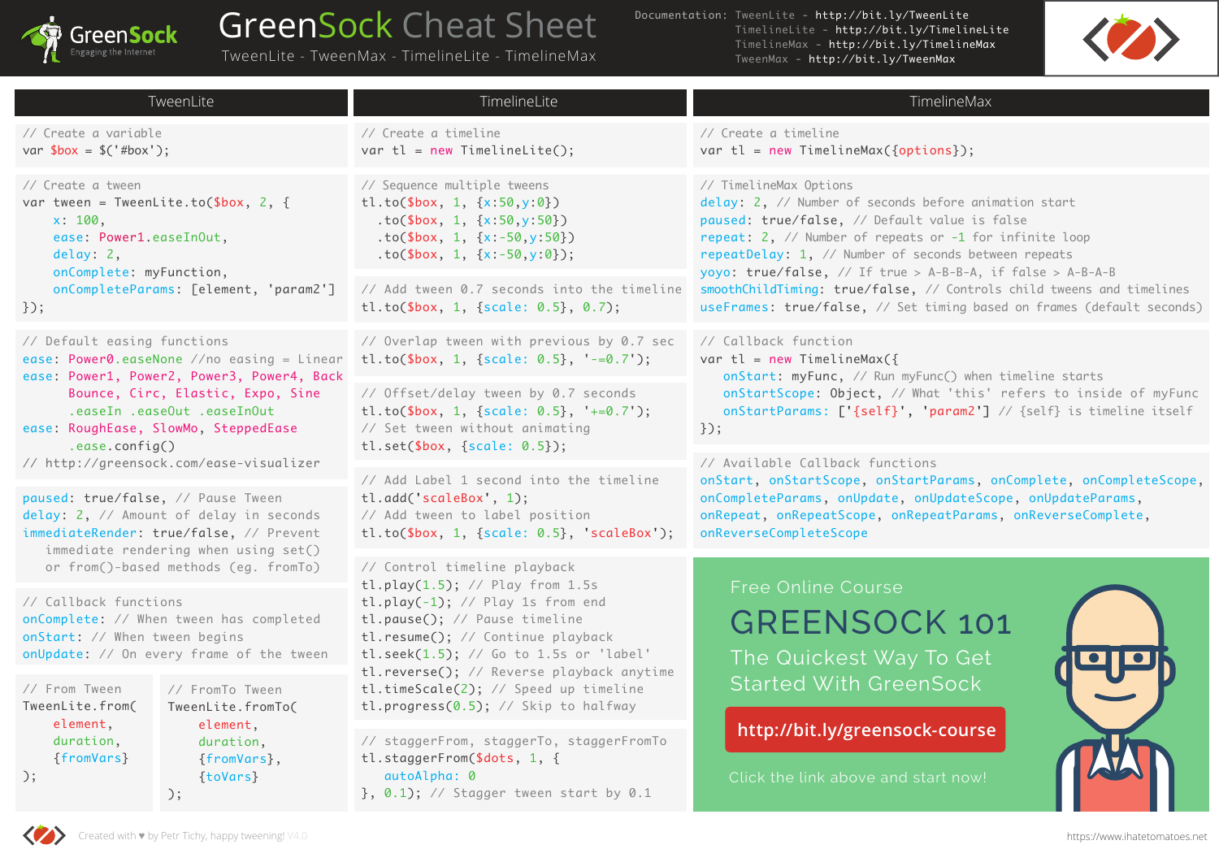# GreenSock Cheat Sheet

TweenLite - TweenMax - TimelineLite - TimelineMax

GreenSock — Engaging the Internet

Documentation:
- TweenLite - http://bit.ly/TweenLite
- TimelineLite - http://bit.ly/TimelineLite
- TimelineMax - http://bit.ly/TimelineMax
- TweenMax - http://bit.ly/TweenMax

## TweenLite

```
// Create a variable
var $box = $('#box');
```

```
// Create a tween
var tween = TweenLite.to($box, 2, {
    x: 100,
    ease: Power1.easeInOut,
    delay: 2,
    onComplete: myFunction,
    onCompleteParams: [element, 'param2']
});
```

```
// Default easing functions
ease: Power0.easeNone //no easing = Linear
ease: Power1, Power2, Power3, Power4, Back
      Bounce, Circ, Elastic, Expo, Sine
      .easeIn .easeOut .easeInOut
ease: RoughEase, SlowMo, SteppedEase
      .ease.config()
// http://greensock.com/ease-visualizer
```

```
paused: true/false, // Pause Tween
delay: 2, // Amount of delay in seconds
immediateRender: true/false, // Prevent
    immediate rendering when using set()
    or from()-based methods (eg. fromTo)
```

```
// Callback functions
onComplete: // When tween has completed
onStart: // When tween begins
onUpdate: // On every frame of the tween
```

```
// From Tween
TweenLite.from(
    element,
    duration,
    {fromVars}
);
```

```
// FromTo Tween
TweenLite.fromTo(
    element,
    duration,
    {fromVars},
    {toVars}
);
```

## TimelineLite

```
// Create a timeline
var tl = new TimelineLite();
```

```
// Sequence multiple tweens
tl.to($box, 1, {x:50,y:0})
  .to($box, 1, {x:50,y:50})
  .to($box, 1, {x:-50,y:50})
  .to($box, 1, {x:-50,y:0});
```

```
// Add tween 0.7 seconds into the timeline
tl.to($box, 1, {scale: 0.5}, 0.7);
```

```
// Overlap tween with previous by 0.7 sec
tl.to($box, 1, {scale: 0.5}, '-=0.7');
```

```
// Offset/delay tween by 0.7 seconds
tl.to($box, 1, {scale: 0.5}, '+=0.7');
// Set tween without animating
tl.set($box, {scale: 0.5});
```

```
// Add Label 1 second into the timeline
tl.add('scaleBox', 1);
// Add tween to label position
tl.to($box, 1, {scale: 0.5}, 'scaleBox');
```

```
// Control timeline playback
tl.play(1.5); // Play from 1.5s
tl.play(-1); // Play 1s from end
tl.pause(); // Pause timeline
tl.resume(); // Continue playback
tl.seek(1.5); // Go to 1.5s or 'label'
tl.reverse(); // Reverse playback anytime
tl.timeScale(2); // Speed up timeline
tl.progress(0.5); // Skip to halfway
```

```
// staggerFrom, staggerTo, staggerFromTo
tl.staggerFrom($dots, 1, {
  autoAlpha: 0
}, 0.1); // Stagger tween start by 0.1
```

## TimelineMax

```
// Create a timeline
var tl = new TimelineMax({options});
```

```
// TimelineMax Options
delay: 2, // Number of seconds before animation start
paused: true/false, // Default value is false
repeat: 2, // Number of repeats or -1 for infinite loop
repeatDelay: 1, // Number of seconds between repeats
yoyo: true/false, // If true > A-B-B-A, if false > A-B-A-B
smoothChildTiming: true/false, // Controls child tweens and timelines
useFrames: true/false, // Set timing based on frames (default seconds)
```

```
// Callback function
var tl = new TimelineMax({
   onStart: myFunc, // Run myFunc() when timeline starts
   onStartScope: Object, // What 'this' refers to inside of myFunc
   onStartParams: ['{self}', 'param2'] // {self} is timeline itself
});
```

```
// Available Callback functions
onStart, onStartScope, onStartParams, onComplete, onCompleteScope,
onCompleteParams, onUpdate, onUpdateScope, onUpdateParams,
onRepeat, onRepeatScope, onRepeatParams, onReverseComplete,
onReverseCompleteScope
```

Free Online Course

**GREENSOCK 101**

The Quickest Way To Get Started With GreenSock

**http://bit.ly/greensock-course**

Click the link above and start now!

Created with ♥ by Petr Tichy, happy tweening! V4.0

https://www.ihatetomatoes.net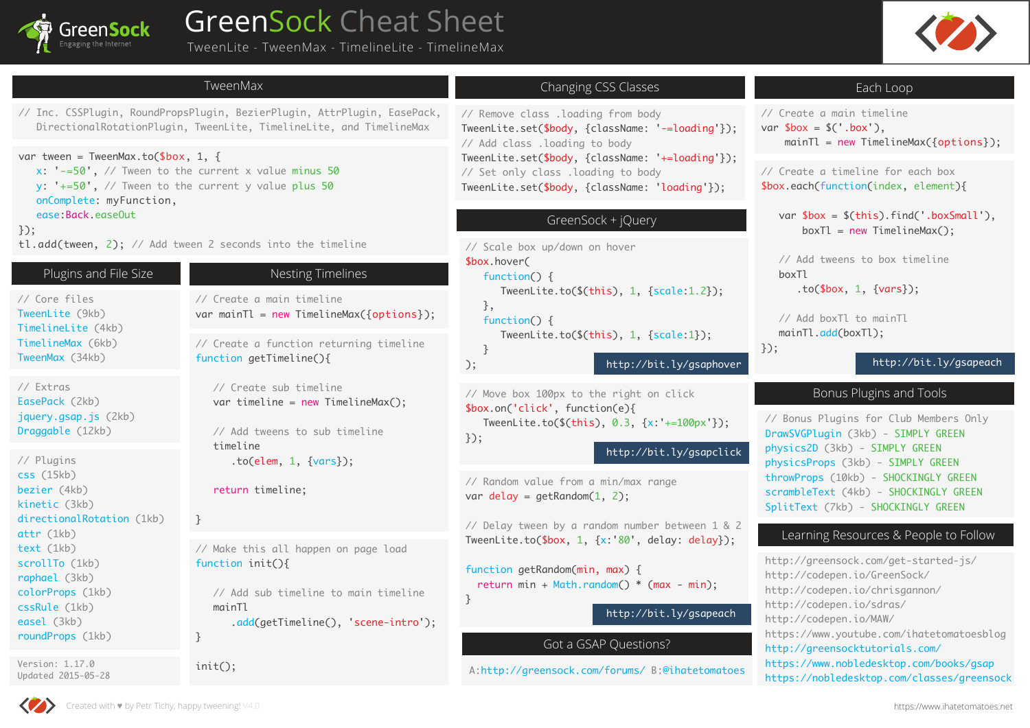# GreenSock Cheat Sheet

TweenLite - TweenMax - TimelineLite - TimelineMax

## TweenMax

```
// Inc. CSSPlugin, RoundPropsPlugin, BezierPlugin, AttrPlugin, EasePack,
   DirectionalRotationPlugin, TweenLite, TimelineLite, and TimelineMax
```

```
var tween = TweenMax.to($box, 1, {
   x: '-=50', // Tween to the current x value minus 50
   y: '+=50', // Tween to the current y value plus 50
   onComplete: myFunction,
   ease:Back.easeOut
});
tl.add(tween, 2); // Add tween 2 seconds into the timeline
```

## Plugins and File Size

```
// Core files
TweenLite (9kb)
TimelineLite (4kb)
TimelineMax (6kb)
TweenMax (34kb)
```

```
// Extras
EasePack (2kb)
jquery.gsap.js (2kb)
Draggable (12kb)
```

```
// Plugins
css (15kb)
bezier (4kb)
kinetic (3kb)
directionalRotation (1kb)
attr (1kb)
text (1kb)
scrollTo (1kb)
raphael (3kb)
colorProps (1kb)
cssRule (1kb)
easel (3kb)
roundProps (1kb)
```

Version: 1.17.0
Updated 2015-05-28

## Nesting Timelines

```
// Create a main timeline
var mainTl = new TimelineMax({options});
```

```
// Create a function returning timeline
function getTimeline(){

  // Create sub timeline
  var timeline = new TimelineMax();

  // Add tweens to sub timeline
  timeline
     .to(elem, 1, {vars});

  return timeline;

}
```

```
// Make this all happen on page load
function init(){

  // Add sub timeline to main timeline
  mainTl
     .add(getTimeline(), 'scene-intro');
}

init();
```

## Changing CSS Classes

```
// Remove class .loading from body
TweenLite.set($body, {className: '-=loading'});
// Add class .loading to body
TweenLite.set($body, {className: '+=loading'});
// Set only class .loading to body
TweenLite.set($body, {className: 'loading'});
```

## GreenSock + jQuery

```
// Scale box up/down on hover
$box.hover(
   function() {
      TweenLite.to($(this), 1, {scale:1.2});
   },
   function() {
      TweenLite.to($(this), 1, {scale:1});
   }
);
```

http://bit.ly/gsaphover

```
// Move box 100px to the right on click
$box.on('click', function(e){
   TweenLite.to($(this), 0.3, {x:'+=100px'});
});
```

http://bit.ly/gsapclick

```
// Random value from a min/max range
var delay = getRandom(1, 2);

// Delay tween by a random number between 1 & 2
TweenLite.to($box, 1, {x:'80', delay: delay});

function getRandom(min, max) {
  return min + Math.random() * (max - min);
}
```

http://bit.ly/gsapeach

## Got a GSAP Questions?

A:http://greensock.com/forums/ B:@ihatetomatoes

## Each Loop

```
// Create a main timeline
var $box = $('.box'),
    mainTl = new TimelineMax({options});
```

```
// Create a timeline for each box
$box.each(function(index, element){

  var $box = $(this).find('.boxSmall'),
      boxTl = new TimelineMax();

  // Add tweens to box timeline
  boxTl
     .to($box, 1, {vars});

  // Add boxTl to mainTl
  mainTl.add(boxTl);
});
```

http://bit.ly/gsapeach

## Bonus Plugins and Tools

```
// Bonus Plugins for Club Members Only
DrawSVGPlugin (3kb) - SIMPLY GREEN
physics2D (3kb) - SIMPLY GREEN
physicsProps (3kb) - SIMPLY GREEN
throwProps (10kb) - SHOCKINGLY GREEN
scrambleText (4kb) - SHOCKINGLY GREEN
SplitText (7kb) - SHOCKINGLY GREEN
```

## Learning Resources & People to Follow

- http://greensock.com/get-started-js/
- http://codepen.io/GreenSock/
- http://codepen.io/chrisgannon/
- http://codepen.io/sdras/
- http://codepen.io/MAW/
- https://www.youtube.com/ihatetomatoesblog
- http://greensocktutorials.com/
- https://www.nobledesktop.com/books/gsap
- https://nobledesktop.com/classes/greensock

Created with ♥ by Petr Tichy, happy tweening! V4.0

https://www.ihatetomatoes.net